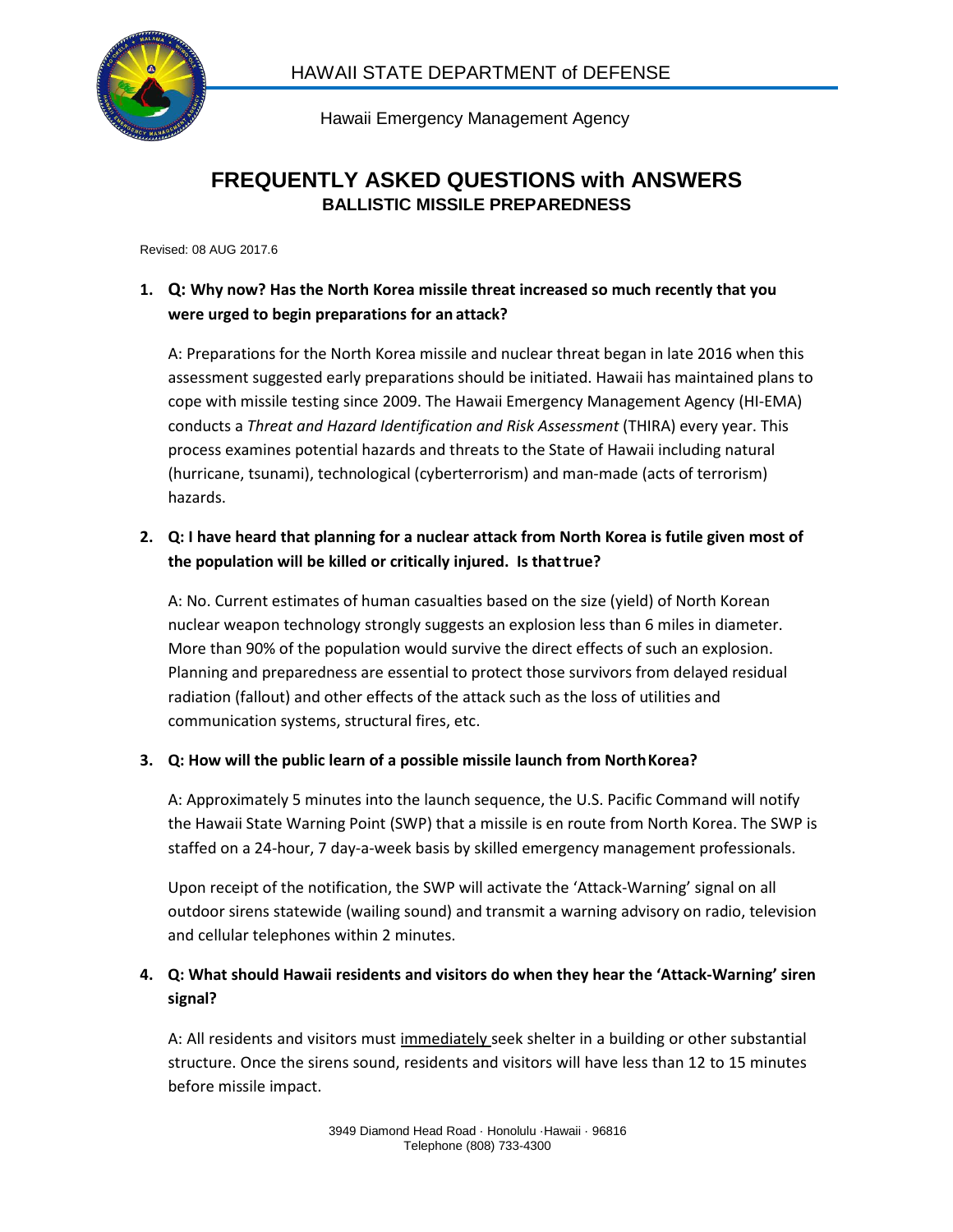HAWAII STATE DEPARTMENT of DEFENSE

Hawaii Emergency Management Agency

# FREQUENTLY ASKED QUESTIONS with ANSWERS
## BALLISTIC MISSILE PREPAREDNESS

Revised: 08 AUG 2017.6

1. **Q: Why now? Has the North Korea missile threat increased so much recently that you were urged to begin preparations for an attack?**

   A: Preparations for the North Korea missile and nuclear threat began in late 2016 when this assessment suggested early preparations should be initiated. Hawaii has maintained plans to cope with missile testing since 2009. The Hawaii Emergency Management Agency (HI-EMA) conducts a *Threat and Hazard Identification and Risk Assessment* (THIRA) every year. This process examines potential hazards and threats to the State of Hawaii including natural (hurricane, tsunami), technological (cyberterrorism) and man-made (acts of terrorism) hazards.

2. **Q: I have heard that planning for a nuclear attack from North Korea is futile given most of the population will be killed or critically injured. Is that true?**

   A: No. Current estimates of human casualties based on the size (yield) of North Korean nuclear weapon technology strongly suggests an explosion less than 6 miles in diameter. More than 90% of the population would survive the direct effects of such an explosion. Planning and preparedness are essential to protect those survivors from delayed residual radiation (fallout) and other effects of the attack such as the loss of utilities and communication systems, structural fires, etc.

3. **Q: How will the public learn of a possible missile launch from North Korea?**

   A: Approximately 5 minutes into the launch sequence, the U.S. Pacific Command will notify the Hawaii State Warning Point (SWP) that a missile is en route from North Korea. The SWP is staffed on a 24-hour, 7 day-a-week basis by skilled emergency management professionals.

   Upon receipt of the notification, the SWP will activate the 'Attack-Warning' signal on all outdoor sirens statewide (wailing sound) and transmit a warning advisory on radio, television and cellular telephones within 2 minutes.

4. **Q: What should Hawaii residents and visitors do when they hear the 'Attack-Warning' siren signal?**

   A: All residents and visitors must immediately seek shelter in a building or other substantial structure. Once the sirens sound, residents and visitors will have less than 12 to 15 minutes before missile impact.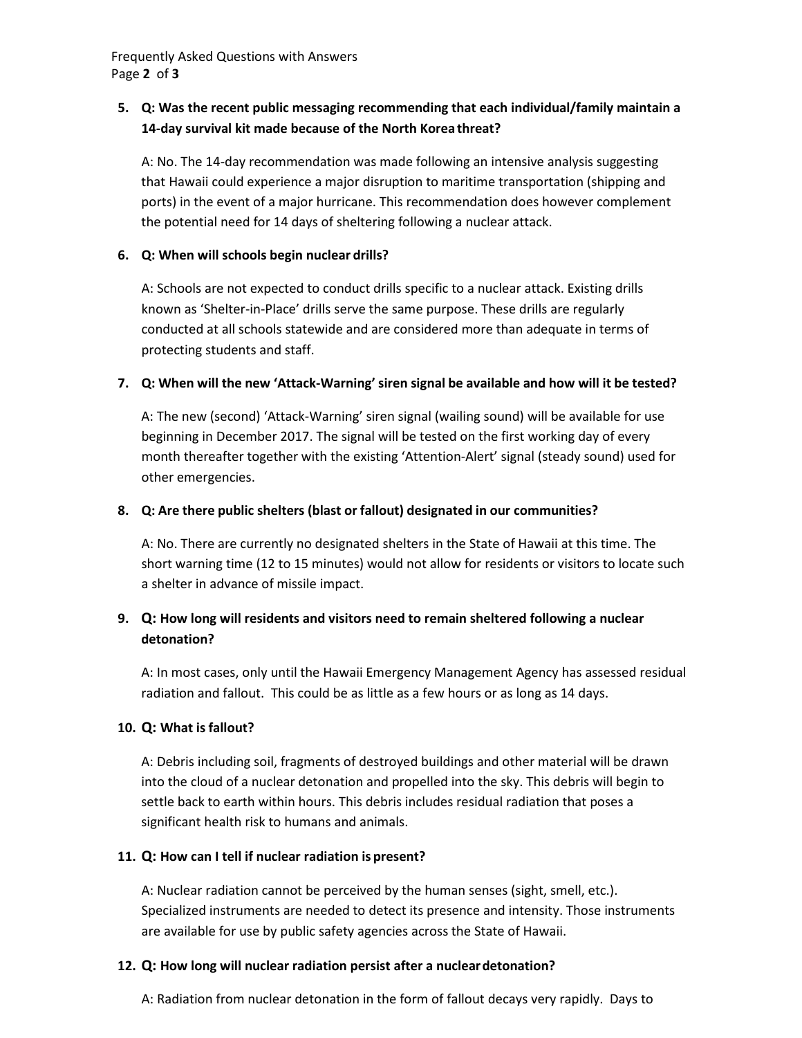**5. Q: Was the recent public messaging recommending that each individual/family maintain a 14-day survival kit made because of the North Korea threat?**

A: No. The 14-day recommendation was made following an intensive analysis suggesting that Hawaii could experience a major disruption to maritime transportation (shipping and ports) in the event of a major hurricane. This recommendation does however complement the potential need for 14 days of sheltering following a nuclear attack.

**6. Q: When will schools begin nuclear drills?**

A: Schools are not expected to conduct drills specific to a nuclear attack. Existing drills known as 'Shelter-in-Place' drills serve the same purpose. These drills are regularly conducted at all schools statewide and are considered more than adequate in terms of protecting students and staff.

**7. Q: When will the new 'Attack-Warning' siren signal be available and how will it be tested?**

A: The new (second) 'Attack-Warning' siren signal (wailing sound) will be available for use beginning in December 2017. The signal will be tested on the first working day of every month thereafter together with the existing 'Attention-Alert' signal (steady sound) used for other emergencies.

**8. Q: Are there public shelters (blast or fallout) designated in our communities?**

A: No. There are currently no designated shelters in the State of Hawaii at this time. The short warning time (12 to 15 minutes) would not allow for residents or visitors to locate such a shelter in advance of missile impact.

**9. Q: How long will residents and visitors need to remain sheltered following a nuclear detonation?**

A: In most cases, only until the Hawaii Emergency Management Agency has assessed residual radiation and fallout. This could be as little as a few hours or as long as 14 days.

**10. Q: What is fallout?**

A: Debris including soil, fragments of destroyed buildings and other material will be drawn into the cloud of a nuclear detonation and propelled into the sky. This debris will begin to settle back to earth within hours. This debris includes residual radiation that poses a significant health risk to humans and animals.

**11. Q: How can I tell if nuclear radiation is present?**

A: Nuclear radiation cannot be perceived by the human senses (sight, smell, etc.). Specialized instruments are needed to detect its presence and intensity. Those instruments are available for use by public safety agencies across the State of Hawaii.

**12. Q: How long will nuclear radiation persist after a nuclear detonation?**

A: Radiation from nuclear detonation in the form of fallout decays very rapidly. Days to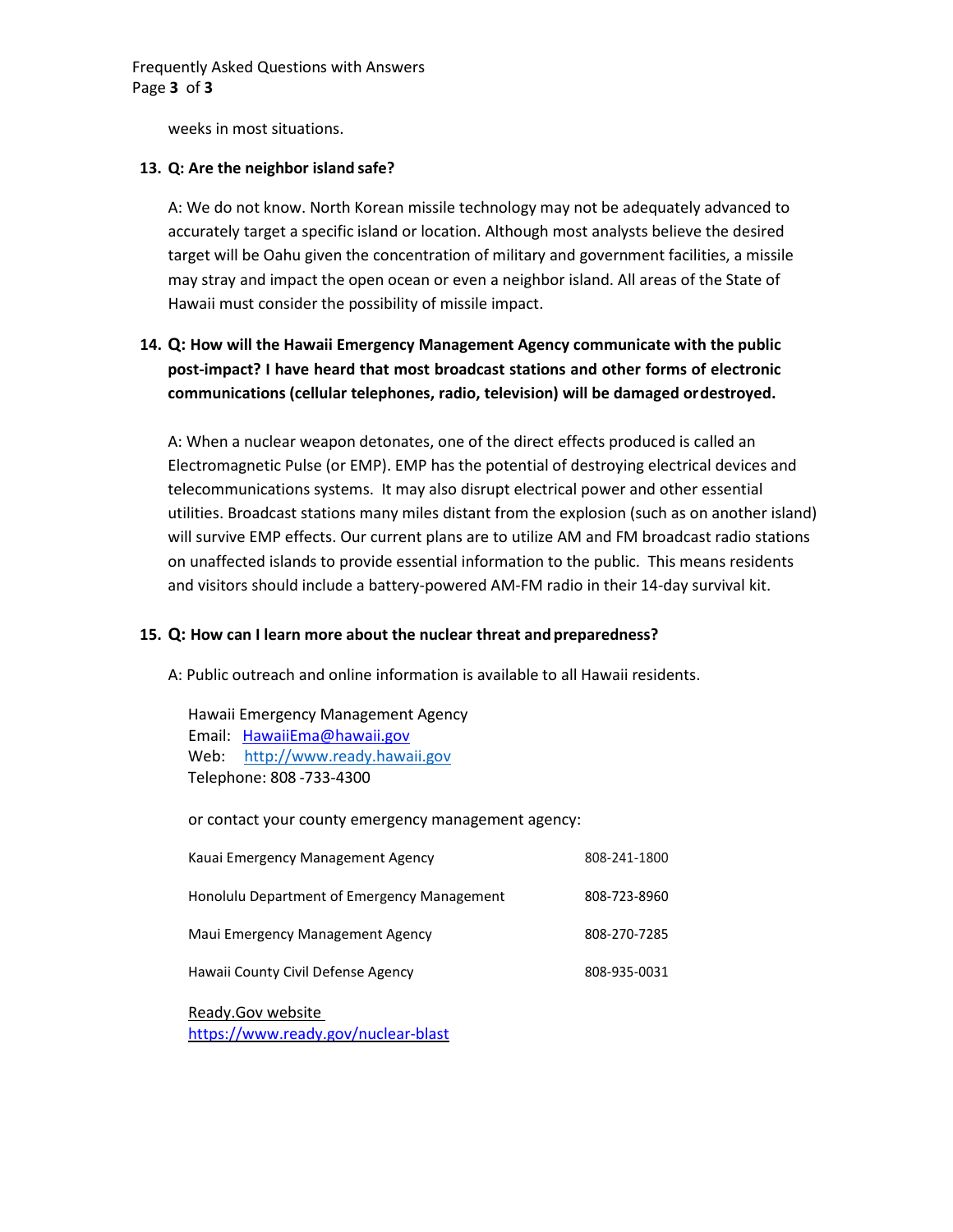weeks in most situations.

**13. Q: Are the neighbor island safe?**

A: We do not know. North Korean missile technology may not be adequately advanced to accurately target a specific island or location. Although most analysts believe the desired target will be Oahu given the concentration of military and government facilities, a missile may stray and impact the open ocean or even a neighbor island. All areas of the State of Hawaii must consider the possibility of missile impact.

**14. Q: How will the Hawaii Emergency Management Agency communicate with the public post-impact? I have heard that most broadcast stations and other forms of electronic communications (cellular telephones, radio, television) will be damaged or destroyed.**

A: When a nuclear weapon detonates, one of the direct effects produced is called an Electromagnetic Pulse (or EMP). EMP has the potential of destroying electrical devices and telecommunications systems. It may also disrupt electrical power and other essential utilities. Broadcast stations many miles distant from the explosion (such as on another island) will survive EMP effects. Our current plans are to utilize AM and FM broadcast radio stations on unaffected islands to provide essential information to the public. This means residents and visitors should include a battery-powered AM-FM radio in their 14-day survival kit.

**15. Q: How can I learn more about the nuclear threat and preparedness?**

A: Public outreach and online information is available to all Hawaii residents.

Hawaii Emergency Management Agency
Email: [HawaiiEma@hawaii.gov](mailto:HawaiiEma@hawaii.gov)
Web: [http://www.ready.hawaii.gov](http://www.ready.hawaii.gov)
Telephone: 808 -733-4300

or contact your county emergency management agency:

| | |
|---|---|
| Kauai Emergency Management Agency | 808-241-1800 |
| Honolulu Department of Emergency Management | 808-723-8960 |
| Maui Emergency Management Agency | 808-270-7285 |
| Hawaii County Civil Defense Agency | 808-935-0031 |

Ready.Gov website
[https://www.ready.gov/nuclear-blast](https://www.ready.gov/nuclear-blast)